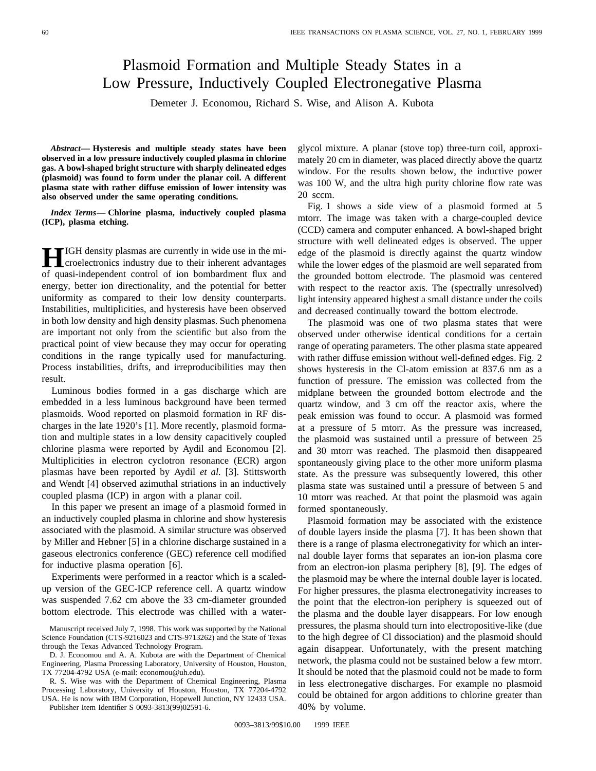# Plasmoid Formation and Multiple Steady States in a Low Pressure, Inductively Coupled Electronegative Plasma

Demeter J. Economou, Richard S. Wise, and Alison A. Kubota

***Abstract*— Hysteresis and multiple steady states have been observed in a low pressure inductively coupled plasma in chlorine gas. A bowl-shaped bright structure with sharply delineated edges (plasmoid) was found to form under the planar coil. A different plasma state with rather diffuse emission of lower intensity was also observed under the same operating conditions.**

***Index Terms*— Chlorine plasma, inductively coupled plasma (ICP), plasma etching.**

HIGH density plasmas are currently in wide use in the microelectronics industry due to their inherent advantages of quasi-independent control of ion bombardment flux and energy, better ion directionality, and the potential for better uniformity as compared to their low density counterparts. Instabilities, multiplicities, and hysteresis have been observed in both low density and high density plasmas. Such phenomena are important not only from the scientific but also from the practical point of view because they may occur for operating conditions in the range typically used for manufacturing. Process instabilities, drifts, and irreproducibilities may then result.

Luminous bodies formed in a gas discharge which are embedded in a less luminous background have been termed plasmoids. Wood reported on plasmoid formation in RF discharges in the late 1920's [1]. More recently, plasmoid formation and multiple states in a low density capacitively coupled chlorine plasma were reported by Aydil and Economou [2]. Multiplicities in electron cyclotron resonance (ECR) argon plasmas have been reported by Aydil *et al.* [3]. Stittsworth and Wendt [4] observed azimuthal striations in an inductively coupled plasma (ICP) in argon with a planar coil.

In this paper we present an image of a plasmoid formed in an inductively coupled plasma in chlorine and show hysteresis associated with the plasmoid. A similar structure was observed by Miller and Hebner [5] in a chlorine discharge sustained in a gaseous electronics conference (GEC) reference cell modified for inductive plasma operation [6].

Experiments were performed in a reactor which is a scaled-up version of the GEC-ICP reference cell. A quartz window was suspended 7.62 cm above the 33 cm-diameter grounded bottom electrode. This electrode was chilled with a water-glycol mixture. A planar (stove top) three-turn coil, approximately 20 cm in diameter, was placed directly above the quartz window. For the results shown below, the inductive power was 100 W, and the ultra high purity chlorine flow rate was 20 sccm.

Fig. 1 shows a side view of a plasmoid formed at 5 mtorr. The image was taken with a charge-coupled device (CCD) camera and computer enhanced. A bowl-shaped bright structure with well delineated edges is observed. The upper edge of the plasmoid is directly against the quartz window while the lower edges of the plasmoid are well separated from the grounded bottom electrode. The plasmoid was centered with respect to the reactor axis. The (spectrally unresolved) light intensity appeared highest a small distance under the coils and decreased continually toward the bottom electrode.

The plasmoid was one of two plasma states that were observed under otherwise identical conditions for a certain range of operating parameters. The other plasma state appeared with rather diffuse emission without well-defined edges. Fig. 2 shows hysteresis in the Cl-atom emission at 837.6 nm as a function of pressure. The emission was collected from the midplane between the grounded bottom electrode and the quartz window, and 3 cm off the reactor axis, where the peak emission was found to occur. A plasmoid was formed at a pressure of 5 mtorr. As the pressure was increased, the plasmoid was sustained until a pressure of between 25 and 30 mtorr was reached. The plasmoid then disappeared spontaneously giving place to the other more uniform plasma state. As the pressure was subsequently lowered, this other plasma state was sustained until a pressure of between 5 and 10 mtorr was reached. At that point the plasmoid was again formed spontaneously.

Plasmoid formation may be associated with the existence of double layers inside the plasma [7]. It has been shown that there is a range of plasma electronegativity for which an internal double layer forms that separates an ion-ion plasma core from an electron-ion plasma periphery [8], [9]. The edges of the plasmoid may be where the internal double layer is located. For higher pressures, the plasma electronegativity increases to the point that the electron-ion periphery is squeezed out of the plasma and the double layer disappears. For low enough pressures, the plasma should turn into electropositive-like (due to the high degree of Cl dissociation) and the plasmoid should again disappear. Unfortunately, with the present matching network, the plasma could not be sustained below a few mtorr. It should be noted that the plasmoid could not be made to form in less electronegative discharges. For example no plasmoid could be obtained for argon additions to chlorine greater than 40% by volume.

Manuscript received July 7, 1998. This work was supported by the National Science Foundation (CTS-9216023 and CTS-9713262) and the State of Texas through the Texas Advanced Technology Program.

D. J. Economou and A. A. Kubota are with the Department of Chemical Engineering, Plasma Processing Laboratory, University of Houston, Houston, TX 77204-4792 USA (e-mail: economou@uh.edu).

R. S. Wise was with the Department of Chemical Engineering, Plasma Processing Laboratory, University of Houston, Houston, TX 77204-4792 USA. He is now with IBM Corporation, Hopewell Junction, NY 12433 USA.

Publisher Item Identifier S 0093-3813(99)02591-6.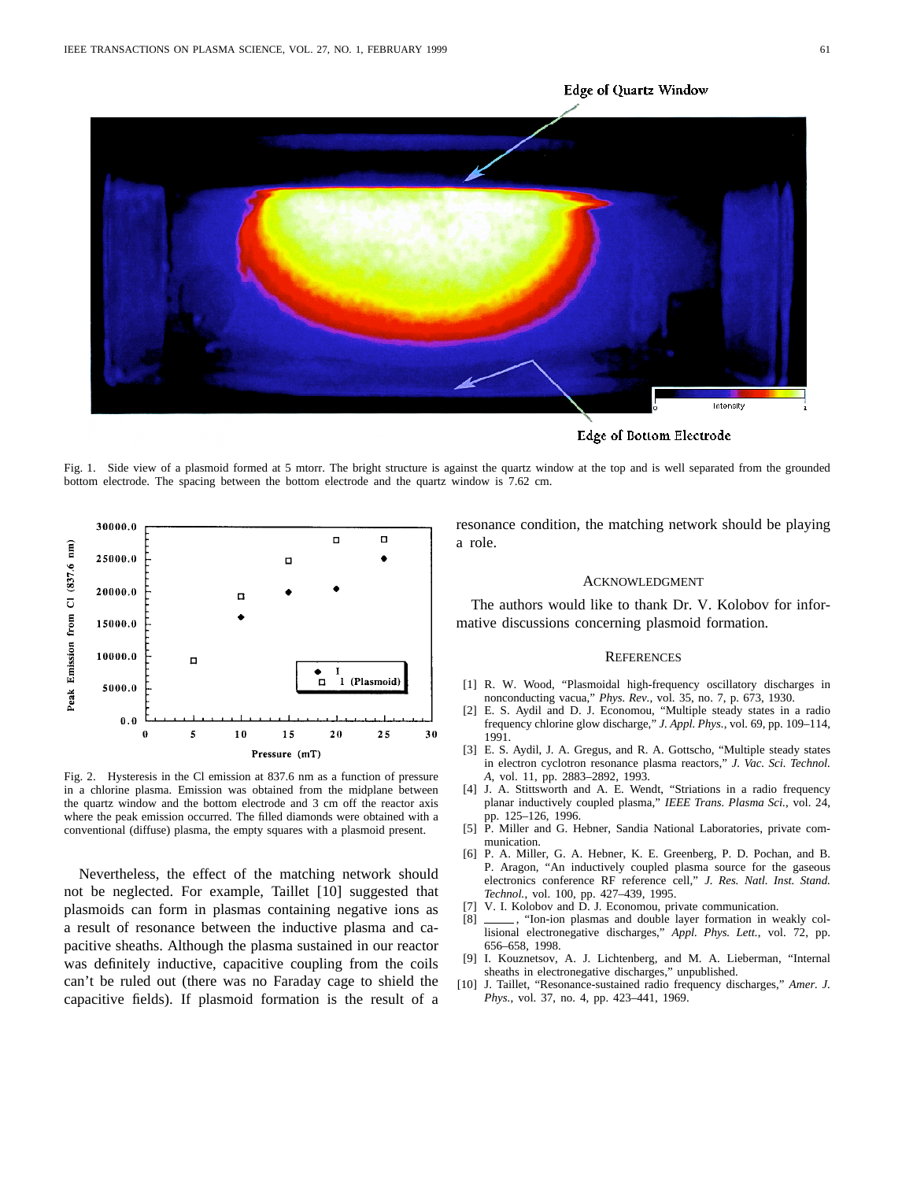Edge of Quartz Window

Edge of Bottom Electrode

Intensity

0

1

Fig. 1. Side view of a plasmoid formed at 5 mtorr. The bright structure is against the quartz window at the top and is well separated from the grounded bottom electrode. The spacing between the bottom electrode and the quartz window is 7.62 cm.

Peak Emission from Cl (837.6 nm)

30000.0

25000.0

20000.0

15000.0

10000.0

5000.0

0.0

0

5

10

15

20

25

30

Pressure (mT)

I

I (Plasmoid)

Fig. 2. Hysteresis in the Cl emission at 837.6 nm as a function of pressure in a chlorine plasma. Emission was obtained from the midplane between the quartz window and the bottom electrode and 3 cm off the reactor axis where the peak emission occurred. The filled diamonds were obtained with a conventional (diffuse) plasma, the empty squares with a plasmoid present.

Nevertheless, the effect of the matching network should not be neglected. For example, Taillet [10] suggested that plasmoids can form in plasmas containing negative ions as a result of resonance between the inductive plasma and capacitive sheaths. Although the plasma sustained in our reactor was definitely inductive, capacitive coupling from the coils can't be ruled out (there was no Faraday cage to shield the capacitive fields). If plasmoid formation is the result of a resonance condition, the matching network should be playing a role.

## Acknowledgment

The authors would like to thank Dr. V. Kolobov for informative discussions concerning plasmoid formation.

## References

[1] R. W. Wood, "Plasmoidal high-frequency oscillatory discharges in nonconducting vacua," *Phys. Rev.*, vol. 35, no. 7, p. 673, 1930.

[2] E. S. Aydil and D. J. Economou, "Multiple steady states in a radio frequency chlorine glow discharge," *J. Appl. Phys.*, vol. 69, pp. 109–114, 1991.

[3] E. S. Aydil, J. A. Gregus, and R. A. Gottscho, "Multiple steady states in electron cyclotron resonance plasma reactors," *J. Vac. Sci. Technol. A*, vol. 11, pp. 2883–2892, 1993.

[4] J. A. Stittsworth and A. E. Wendt, "Striations in a radio frequency planar inductively coupled plasma," *IEEE Trans. Plasma Sci.*, vol. 24, pp. 125–126, 1996.

[5] P. Miller and G. Hebner, Sandia National Laboratories, private communication.

[6] P. A. Miller, G. A. Hebner, K. E. Greenberg, P. D. Pochan, and B. P. Aragon, "An inductively coupled plasma source for the gaseous electronics conference RF reference cell," *J. Res. Natl. Inst. Stand. Technol.*, vol. 100, pp. 427–439, 1995.

[7] V. I. Kolobov and D. J. Economou, private communication.

[8] ——, "Ion-ion plasmas and double layer formation in weakly collisional electronegative discharges," *Appl. Phys. Lett.*, vol. 72, pp. 656–658, 1998.

[9] I. Kouznetsov, A. J. Lichtenberg, and M. A. Lieberman, "Internal sheaths in electronegative discharges," unpublished.

[10] J. Taillet, "Resonance-sustained radio frequency discharges," *Amer. J. Phys.*, vol. 37, no. 4, pp. 423–441, 1969.